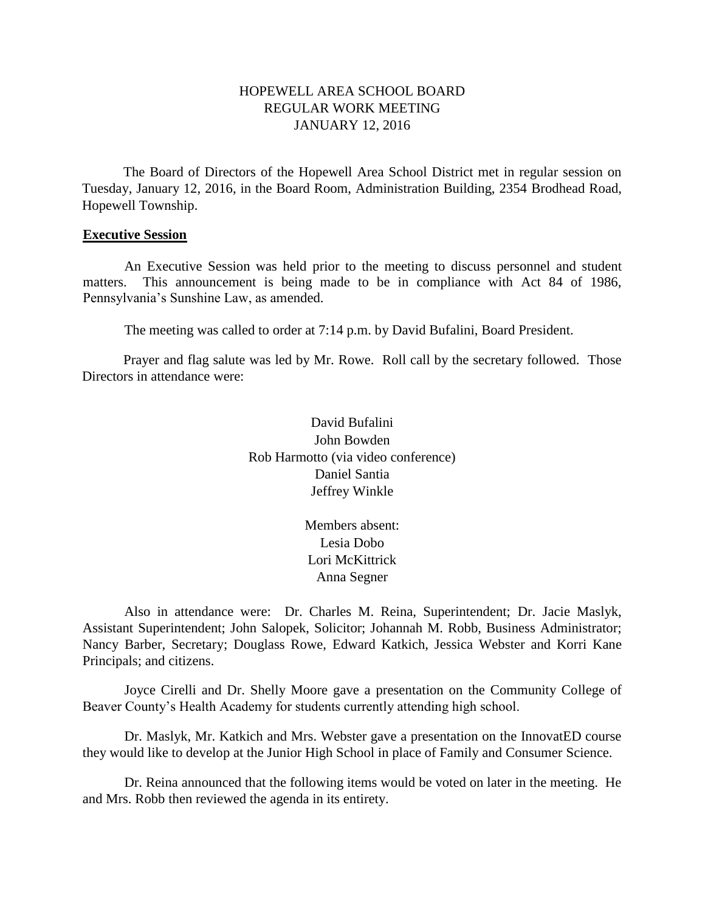HOPEWELL AREA SCHOOL BOARD
REGULAR WORK MEETING
JANUARY 12, 2016

The Board of Directors of the Hopewell Area School District met in regular session on Tuesday, January 12, 2016, in the Board Room, Administration Building, 2354 Brodhead Road, Hopewell Township.

**Executive Session**

An Executive Session was held prior to the meeting to discuss personnel and student matters. This announcement is being made to be in compliance with Act 84 of 1986, Pennsylvania's Sunshine Law, as amended.

The meeting was called to order at 7:14 p.m. by David Bufalini, Board President.

Prayer and flag salute was led by Mr. Rowe. Roll call by the secretary followed. Those Directors in attendance were:

David Bufalini
John Bowden
Rob Harmotto (via video conference)
Daniel Santia
Jeffrey Winkle

Members absent:
Lesia Dobo
Lori McKittrick
Anna Segner

Also in attendance were: Dr. Charles M. Reina, Superintendent; Dr. Jacie Maslyk, Assistant Superintendent; John Salopek, Solicitor; Johannah M. Robb, Business Administrator; Nancy Barber, Secretary; Douglass Rowe, Edward Katkich, Jessica Webster and Korri Kane Principals; and citizens.

Joyce Cirelli and Dr. Shelly Moore gave a presentation on the Community College of Beaver County's Health Academy for students currently attending high school.

Dr. Maslyk, Mr. Katkich and Mrs. Webster gave a presentation on the InnovatED course they would like to develop at the Junior High School in place of Family and Consumer Science.

Dr. Reina announced that the following items would be voted on later in the meeting. He and Mrs. Robb then reviewed the agenda in its entirety.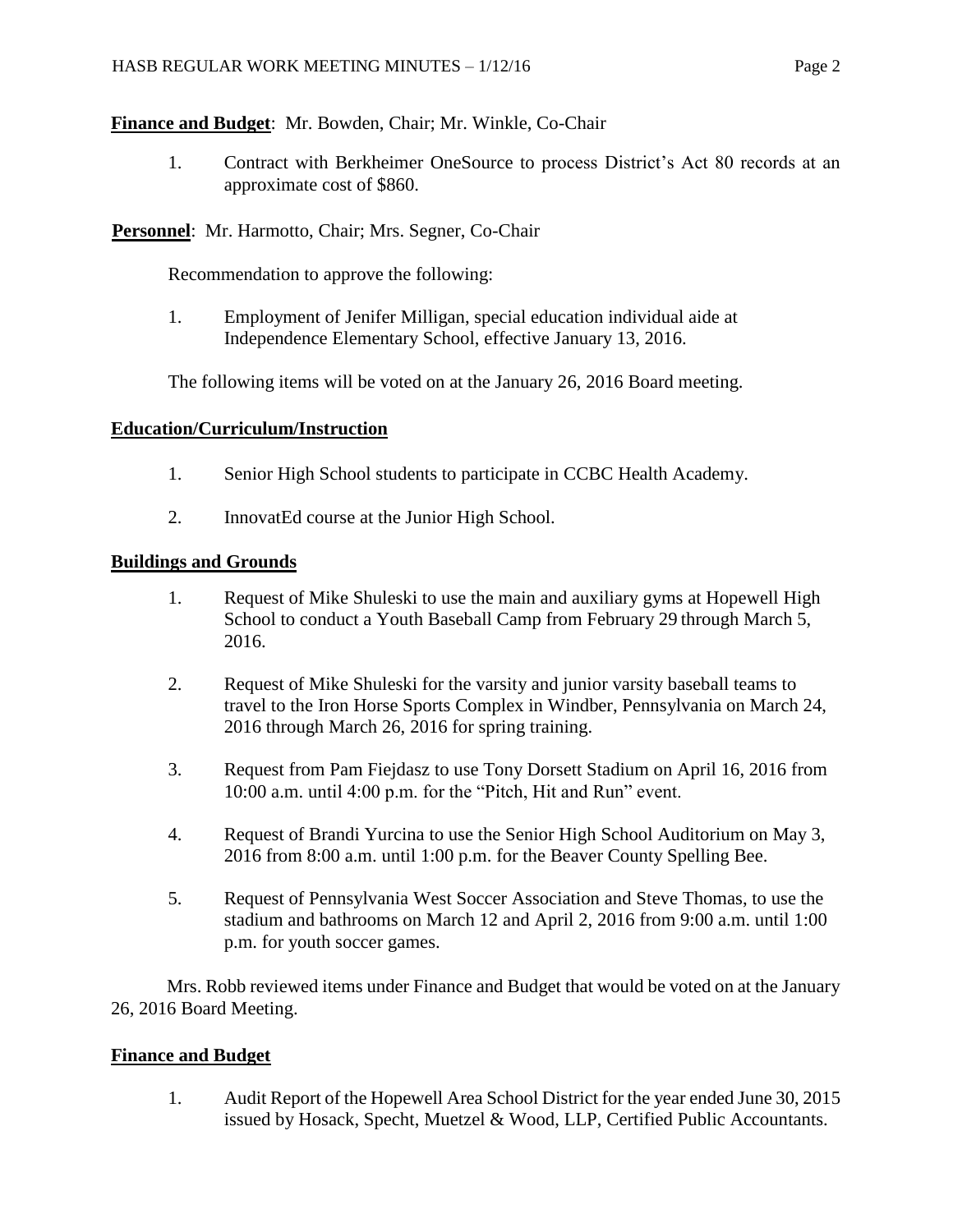**Finance and Budget**: Mr. Bowden, Chair; Mr. Winkle, Co-Chair

1. Contract with Berkheimer OneSource to process District's Act 80 records at an approximate cost of $860.

**Personnel**: Mr. Harmotto, Chair; Mrs. Segner, Co-Chair

Recommendation to approve the following:

1. Employment of Jenifer Milligan, special education individual aide at Independence Elementary School, effective January 13, 2016.

The following items will be voted on at the January 26, 2016 Board meeting.

**Education/Curriculum/Instruction**

1. Senior High School students to participate in CCBC Health Academy.
2. InnovatEd course at the Junior High School.

**Buildings and Grounds**

1. Request of Mike Shuleski to use the main and auxiliary gyms at Hopewell High School to conduct a Youth Baseball Camp from February 29 through March 5, 2016.
2. Request of Mike Shuleski for the varsity and junior varsity baseball teams to travel to the Iron Horse Sports Complex in Windber, Pennsylvania on March 24, 2016 through March 26, 2016 for spring training.
3. Request from Pam Fiejdasz to use Tony Dorsett Stadium on April 16, 2016 from 10:00 a.m. until 4:00 p.m. for the "Pitch, Hit and Run" event.
4. Request of Brandi Yurcina to use the Senior High School Auditorium on May 3, 2016 from 8:00 a.m. until 1:00 p.m. for the Beaver County Spelling Bee.
5. Request of Pennsylvania West Soccer Association and Steve Thomas, to use the stadium and bathrooms on March 12 and April 2, 2016 from 9:00 a.m. until 1:00 p.m. for youth soccer games.

Mrs. Robb reviewed items under Finance and Budget that would be voted on at the January 26, 2016 Board Meeting.

**Finance and Budget**

1. Audit Report of the Hopewell Area School District for the year ended June 30, 2015 issued by Hosack, Specht, Muetzel & Wood, LLP, Certified Public Accountants.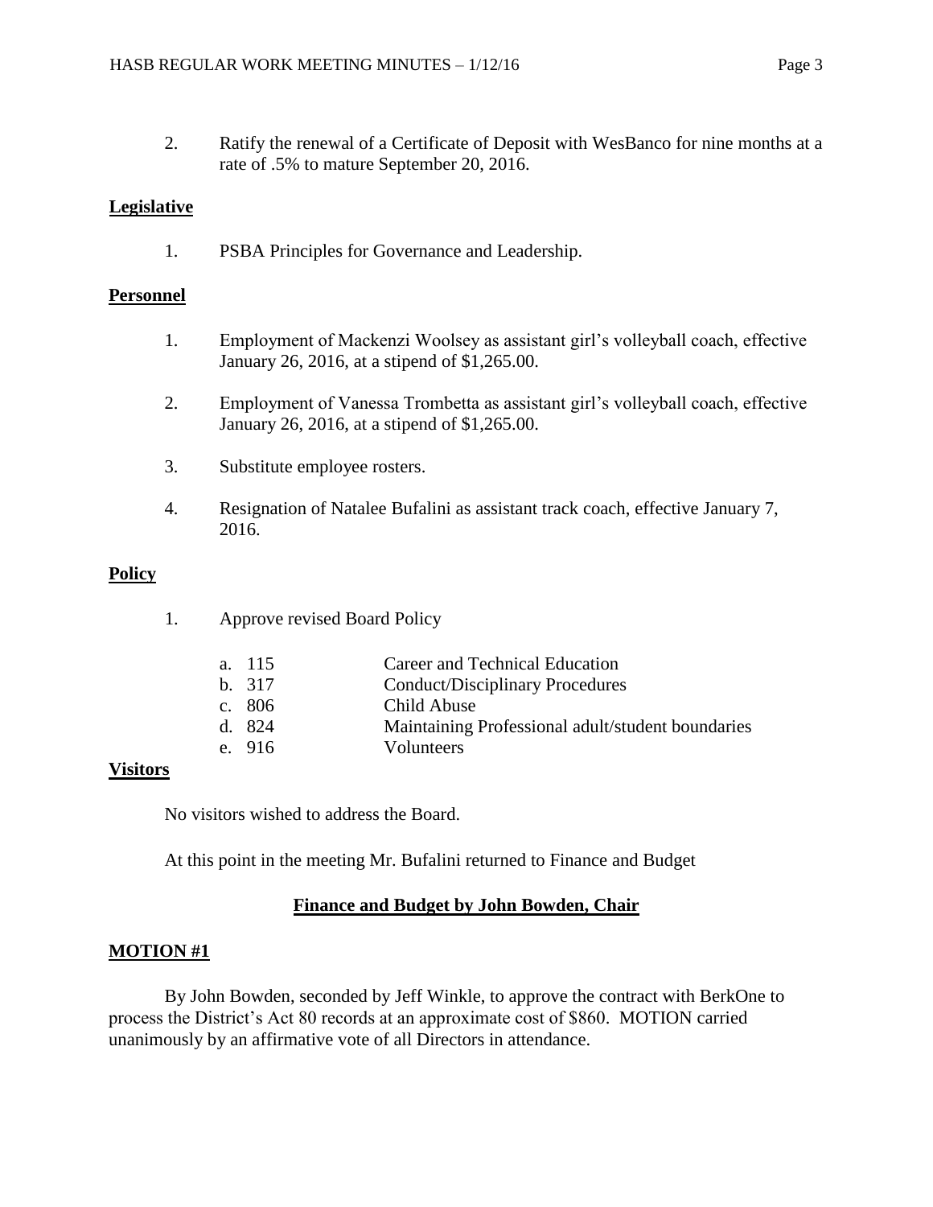2. Ratify the renewal of a Certificate of Deposit with WesBanco for nine months at a rate of .5% to mature September 20, 2016.

**Legislative**

1. PSBA Principles for Governance and Leadership.

**Personnel**

1. Employment of Mackenzi Woolsey as assistant girl's volleyball coach, effective January 26, 2016, at a stipend of $1,265.00.

2. Employment of Vanessa Trombetta as assistant girl's volleyball coach, effective January 26, 2016, at a stipend of $1,265.00.

3. Substitute employee rosters.

4. Resignation of Natalee Bufalini as assistant track coach, effective January 7, 2016.

**Policy**

1. Approve revised Board Policy

   a. 115 Career and Technical Education
   b. 317 Conduct/Disciplinary Procedures
   c. 806 Child Abuse
   d. 824 Maintaining Professional adult/student boundaries
   e. 916 Volunteers

**Visitors**

No visitors wished to address the Board.

At this point in the meeting Mr. Bufalini returned to Finance and Budget

## Finance and Budget by John Bowden, Chair

**MOTION #1**

By John Bowden, seconded by Jeff Winkle, to approve the contract with BerkOne to process the District's Act 80 records at an approximate cost of $860. MOTION carried unanimously by an affirmative vote of all Directors in attendance.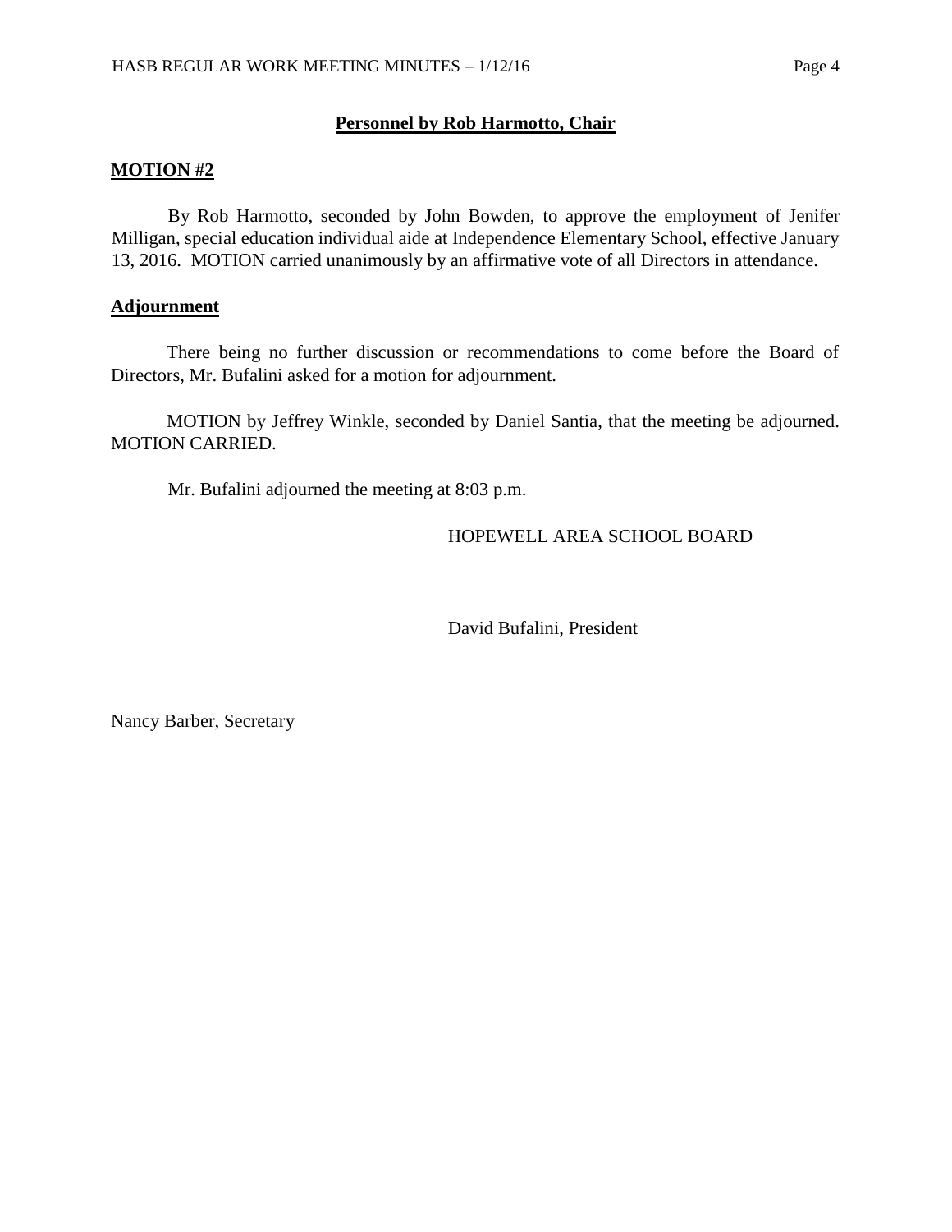## Personnel by Rob Harmotto, Chair

**MOTION #2**

By Rob Harmotto, seconded by John Bowden, to approve the employment of Jenifer Milligan, special education individual aide at Independence Elementary School, effective January 13, 2016. MOTION carried unanimously by an affirmative vote of all Directors in attendance.

**Adjournment**

There being no further discussion or recommendations to come before the Board of Directors, Mr. Bufalini asked for a motion for adjournment.

MOTION by Jeffrey Winkle, seconded by Daniel Santia, that the meeting be adjourned. MOTION CARRIED.

Mr. Bufalini adjourned the meeting at 8:03 p.m.

HOPEWELL AREA SCHOOL BOARD

David Bufalini, President

Nancy Barber, Secretary